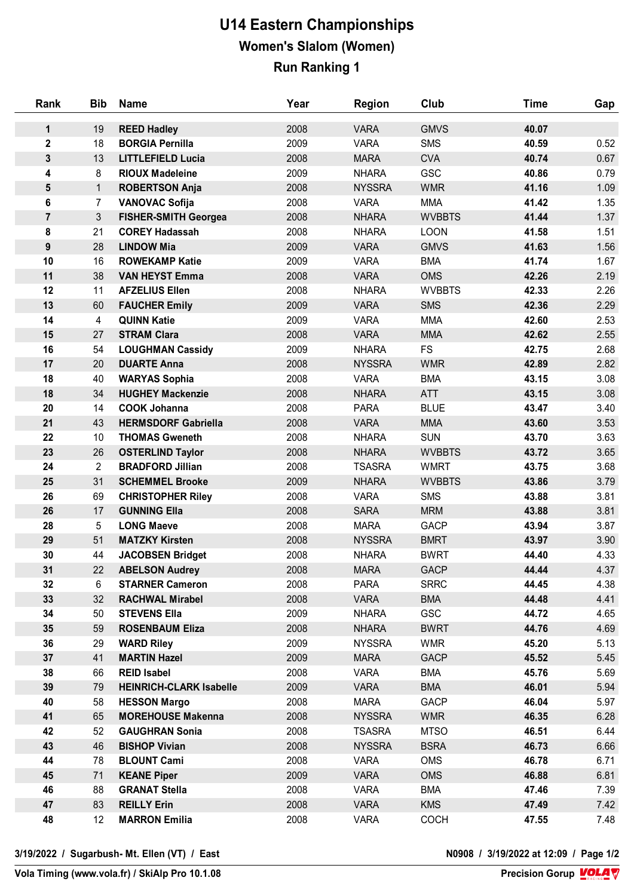# U14 Eastern Championships

## Women's Slalom (Women)

## Run Ranking 1

| Rank | Bib | Name | Year | Region | Club | Time | Gap |
|---|---|---|---|---|---|---|---|
| **1** | 19 | **REED Hadley** | 2008 | VARA | GMVS | **40.07** | |
| **2** | 18 | **BORGIA Pernilla** | 2009 | VARA | SMS | **40.59** | 0.52 |
| **3** | 13 | **LITTLEFIELD Lucia** | 2008 | MARA | CVA | **40.74** | 0.67 |
| **4** | 8 | **RIOUX Madeleine** | 2009 | NHARA | GSC | **40.86** | 0.79 |
| **5** | 1 | **ROBERTSON Anja** | 2008 | NYSSRA | WMR | **41.16** | 1.09 |
| **6** | 7 | **VANOVAC Sofija** | 2008 | VARA | MMA | **41.42** | 1.35 |
| **7** | 3 | **FISHER-SMITH Georgea** | 2008 | NHARA | WVBBTS | **41.44** | 1.37 |
| **8** | 21 | **COREY Hadassah** | 2008 | NHARA | LOON | **41.58** | 1.51 |
| **9** | 28 | **LINDOW Mia** | 2009 | VARA | GMVS | **41.63** | 1.56 |
| **10** | 16 | **ROWEKAMP Katie** | 2009 | VARA | BMA | **41.74** | 1.67 |
| **11** | 38 | **VAN HEYST Emma** | 2008 | VARA | OMS | **42.26** | 2.19 |
| **12** | 11 | **AFZELIUS Ellen** | 2008 | NHARA | WVBBTS | **42.33** | 2.26 |
| **13** | 60 | **FAUCHER Emily** | 2009 | VARA | SMS | **42.36** | 2.29 |
| **14** | 4 | **QUINN Katie** | 2009 | VARA | MMA | **42.60** | 2.53 |
| **15** | 27 | **STRAM Clara** | 2008 | VARA | MMA | **42.62** | 2.55 |
| **16** | 54 | **LOUGHMAN Cassidy** | 2009 | NHARA | FS | **42.75** | 2.68 |
| **17** | 20 | **DUARTE Anna** | 2008 | NYSSRA | WMR | **42.89** | 2.82 |
| **18** | 40 | **WARYAS Sophia** | 2008 | VARA | BMA | **43.15** | 3.08 |
| **18** | 34 | **HUGHEY Mackenzie** | 2008 | NHARA | ATT | **43.15** | 3.08 |
| **20** | 14 | **COOK Johanna** | 2008 | PARA | BLUE | **43.47** | 3.40 |
| **21** | 43 | **HERMSDORF Gabriella** | 2008 | VARA | MMA | **43.60** | 3.53 |
| **22** | 10 | **THOMAS Gweneth** | 2008 | NHARA | SUN | **43.70** | 3.63 |
| **23** | 26 | **OSTERLIND Taylor** | 2008 | NHARA | WVBBTS | **43.72** | 3.65 |
| **24** | 2 | **BRADFORD Jillian** | 2008 | TSASRA | WMRT | **43.75** | 3.68 |
| **25** | 31 | **SCHEMMEL Brooke** | 2009 | NHARA | WVBBTS | **43.86** | 3.79 |
| **26** | 69 | **CHRISTOPHER Riley** | 2008 | VARA | SMS | **43.88** | 3.81 |
| **26** | 17 | **GUNNING Ella** | 2008 | SARA | MRM | **43.88** | 3.81 |
| **28** | 5 | **LONG Maeve** | 2008 | MARA | GACP | **43.94** | 3.87 |
| **29** | 51 | **MATZKY Kirsten** | 2008 | NYSSRA | BMRT | **43.97** | 3.90 |
| **30** | 44 | **JACOBSEN Bridget** | 2008 | NHARA | BWRT | **44.40** | 4.33 |
| **31** | 22 | **ABELSON Audrey** | 2008 | MARA | GACP | **44.44** | 4.37 |
| **32** | 6 | **STARNER Cameron** | 2008 | PARA | SRRC | **44.45** | 4.38 |
| **33** | 32 | **RACHWAL Mirabel** | 2008 | VARA | BMA | **44.48** | 4.41 |
| **34** | 50 | **STEVENS Ella** | 2009 | NHARA | GSC | **44.72** | 4.65 |
| **35** | 59 | **ROSENBAUM Eliza** | 2008 | NHARA | BWRT | **44.76** | 4.69 |
| **36** | 29 | **WARD Riley** | 2009 | NYSSRA | WMR | **45.20** | 5.13 |
| **37** | 41 | **MARTIN Hazel** | 2009 | MARA | GACP | **45.52** | 5.45 |
| **38** | 66 | **REID Isabel** | 2008 | VARA | BMA | **45.76** | 5.69 |
| **39** | 79 | **HEINRICH-CLARK Isabelle** | 2009 | VARA | BMA | **46.01** | 5.94 |
| **40** | 58 | **HESSON Margo** | 2008 | MARA | GACP | **46.04** | 5.97 |
| **41** | 65 | **MOREHOUSE Makenna** | 2008 | NYSSRA | WMR | **46.35** | 6.28 |
| **42** | 52 | **GAUGHRAN Sonia** | 2008 | TSASRA | MTSO | **46.51** | 6.44 |
| **43** | 46 | **BISHOP Vivian** | 2008 | NYSSRA | BSRA | **46.73** | 6.66 |
| **44** | 78 | **BLOUNT Cami** | 2008 | VARA | OMS | **46.78** | 6.71 |
| **45** | 71 | **KEANE Piper** | 2009 | VARA | OMS | **46.88** | 6.81 |
| **46** | 88 | **GRANAT Stella** | 2008 | VARA | BMA | **47.46** | 7.39 |
| **47** | 83 | **REILLY Erin** | 2008 | VARA | KMS | **47.49** | 7.42 |
| **48** | 12 | **MARRON Emilia** | 2008 | VARA | COCH | **47.55** | 7.48 |

3/19/2022 / Sugarbush- Mt. Ellen (VT) / East

N0908 / 3/19/2022 at 12:09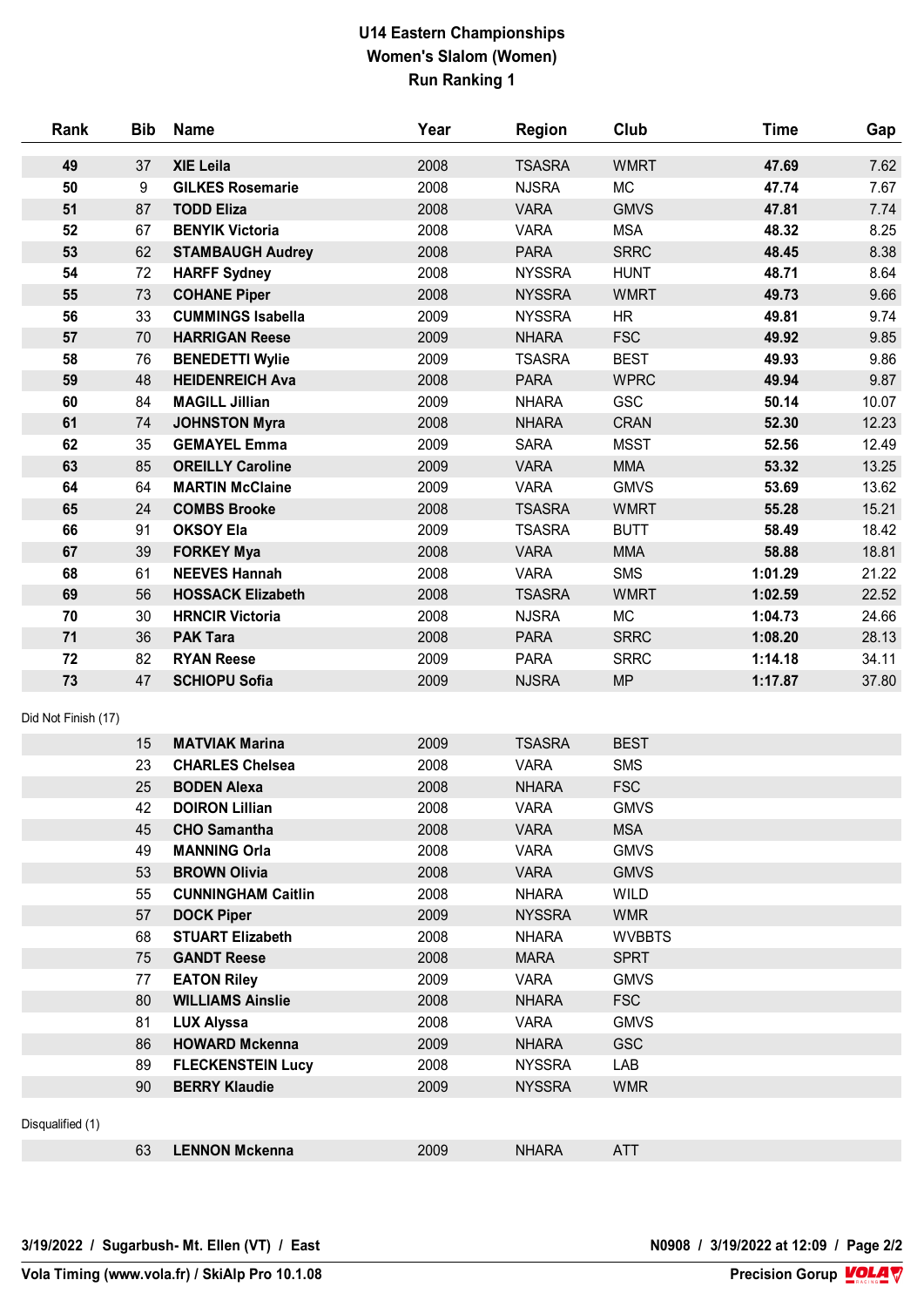# U14 Eastern Championships
## Women's Slalom (Women)
### Run Ranking 1

| Rank | Bib | Name | Year | Region | Club | Time | Gap |
|---|---|---|---|---|---|---|---|
| **49** | 37 | **XIE Leila** | 2008 | TSASRA | WMRT | **47.69** | 7.62 |
| **50** | 9 | **GILKES Rosemarie** | 2008 | NJSRA | MC | **47.74** | 7.67 |
| **51** | 87 | **TODD Eliza** | 2008 | VARA | GMVS | **47.81** | 7.74 |
| **52** | 67 | **BENYIK Victoria** | 2008 | VARA | MSA | **48.32** | 8.25 |
| **53** | 62 | **STAMBAUGH Audrey** | 2008 | PARA | SRRC | **48.45** | 8.38 |
| **54** | 72 | **HARFF Sydney** | 2008 | NYSSRA | HUNT | **48.71** | 8.64 |
| **55** | 73 | **COHANE Piper** | 2008 | NYSSRA | WMRT | **49.73** | 9.66 |
| **56** | 33 | **CUMMINGS Isabella** | 2009 | NYSSRA | HR | **49.81** | 9.74 |
| **57** | 70 | **HARRIGAN Reese** | 2009 | NHARA | FSC | **49.92** | 9.85 |
| **58** | 76 | **BENEDETTI Wylie** | 2009 | TSASRA | BEST | **49.93** | 9.86 |
| **59** | 48 | **HEIDENREICH Ava** | 2008 | PARA | WPRC | **49.94** | 9.87 |
| **60** | 84 | **MAGILL Jillian** | 2009 | NHARA | GSC | **50.14** | 10.07 |
| **61** | 74 | **JOHNSTON Myra** | 2008 | NHARA | CRAN | **52.30** | 12.23 |
| **62** | 35 | **GEMAYEL Emma** | 2009 | SARA | MSST | **52.56** | 12.49 |
| **63** | 85 | **OREILLY Caroline** | 2009 | VARA | MMA | **53.32** | 13.25 |
| **64** | 64 | **MARTIN McClaine** | 2009 | VARA | GMVS | **53.69** | 13.62 |
| **65** | 24 | **COMBS Brooke** | 2008 | TSASRA | WMRT | **55.28** | 15.21 |
| **66** | 91 | **OKSOY Ela** | 2009 | TSASRA | BUTT | **58.49** | 18.42 |
| **67** | 39 | **FORKEY Mya** | 2008 | VARA | MMA | **58.88** | 18.81 |
| **68** | 61 | **NEEVES Hannah** | 2008 | VARA | SMS | **1:01.29** | 21.22 |
| **69** | 56 | **HOSSACK Elizabeth** | 2008 | TSASRA | WMRT | **1:02.59** | 22.52 |
| **70** | 30 | **HRNCIR Victoria** | 2008 | NJSRA | MC | **1:04.73** | 24.66 |
| **71** | 36 | **PAK Tara** | 2008 | PARA | SRRC | **1:08.20** | 28.13 |
| **72** | 82 | **RYAN Reese** | 2009 | PARA | SRRC | **1:14.18** | 34.11 |
| **73** | 47 | **SCHIOPU Sofia** | 2009 | NJSRA | MP | **1:17.87** | 37.80 |

Did Not Finish (17)

| | Bib | Name | Year | Region | Club |
|---|---|---|---|---|---|
| | 15 | **MATVIAK Marina** | 2009 | TSASRA | BEST |
| | 23 | **CHARLES Chelsea** | 2008 | VARA | SMS |
| | 25 | **BODEN Alexa** | 2008 | NHARA | FSC |
| | 42 | **DOIRON Lillian** | 2008 | VARA | GMVS |
| | 45 | **CHO Samantha** | 2008 | VARA | MSA |
| | 49 | **MANNING Orla** | 2008 | VARA | GMVS |
| | 53 | **BROWN Olivia** | 2008 | VARA | GMVS |
| | 55 | **CUNNINGHAM Caitlin** | 2008 | NHARA | WILD |
| | 57 | **DOCK Piper** | 2009 | NYSSRA | WMR |
| | 68 | **STUART Elizabeth** | 2008 | NHARA | WVBBTS |
| | 75 | **GANDT Reese** | 2008 | MARA | SPRT |
| | 77 | **EATON Riley** | 2009 | VARA | GMVS |
| | 80 | **WILLIAMS Ainslie** | 2008 | NHARA | FSC |
| | 81 | **LUX Alyssa** | 2008 | VARA | GMVS |
| | 86 | **HOWARD Mckenna** | 2009 | NHARA | GSC |
| | 89 | **FLECKENSTEIN Lucy** | 2008 | NYSSRA | LAB |
| | 90 | **BERRY Klaudie** | 2009 | NYSSRA | WMR |

Disqualified (1)

| | Bib | Name | Year | Region | Club |
|---|---|---|---|---|---|
| | 63 | **LENNON Mckenna** | 2009 | NHARA | ATT |

**3/19/2022 / Sugarbush- Mt. Ellen (VT) / East** **N0908 / 3/19/2022 at 12:09**

**Vola Timing (www.vola.fr) / SkiAlp Pro 10.1.08** **Precision Grorup**